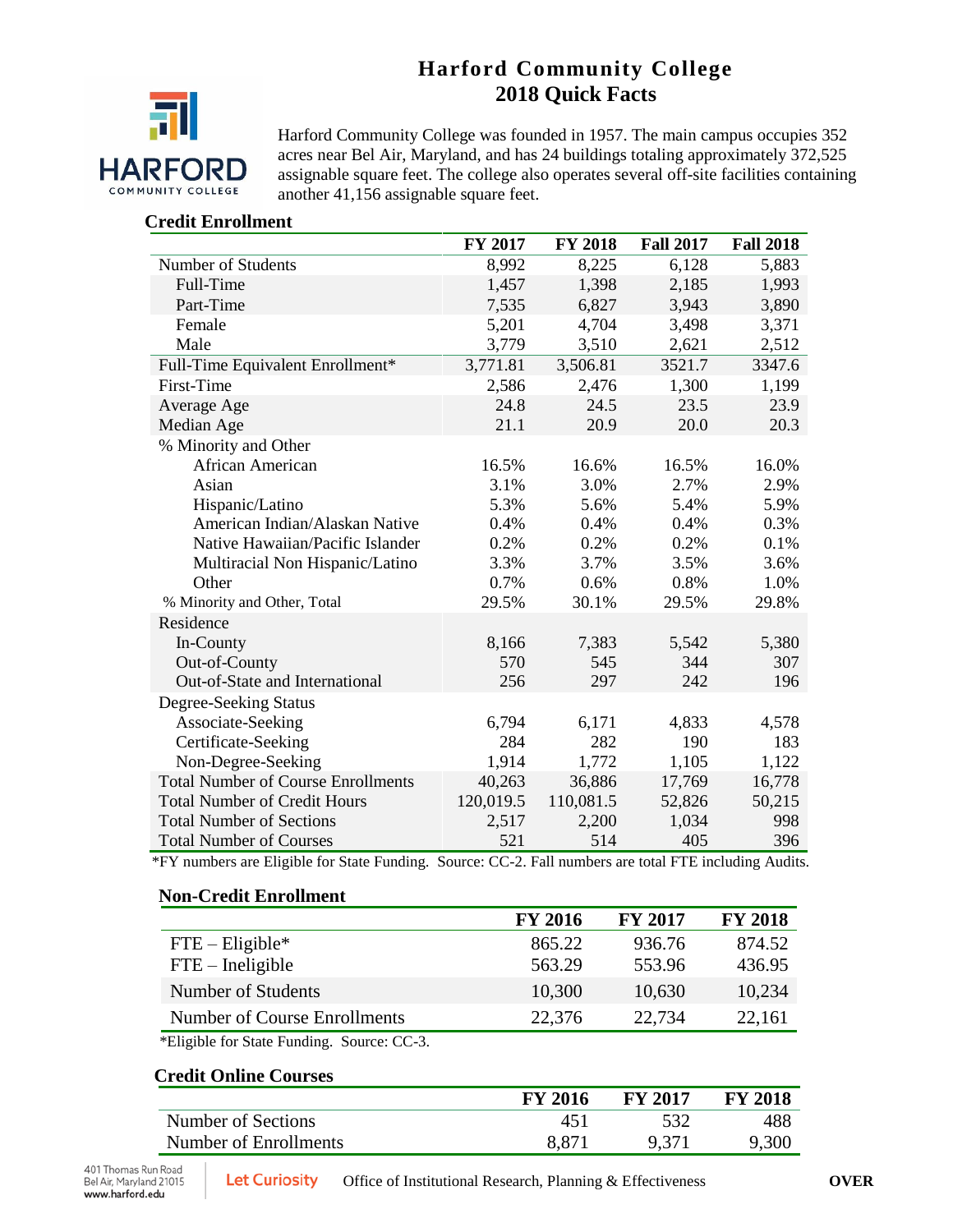# Harford Community College
## 2018 Quick Facts

Harford Community College was founded in 1957. The main campus occupies 352 acres near Bel Air, Maryland, and has 24 buildings totaling approximately 372,525 assignable square feet. The college also operates several off-site facilities containing another 41,156 assignable square feet.

### Credit Enrollment

| | FY 2017 | FY 2018 | Fall 2017 | Fall 2018 |
|---|---|---|---|---|
| Number of Students | 8,992 | 8,225 | 6,128 | 5,883 |
| Full-Time | 1,457 | 1,398 | 2,185 | 1,993 |
| Part-Time | 7,535 | 6,827 | 3,943 | 3,890 |
| Female | 5,201 | 4,704 | 3,498 | 3,371 |
| Male | 3,779 | 3,510 | 2,621 | 2,512 |
| Full-Time Equivalent Enrollment* | 3,771.81 | 3,506.81 | 3521.7 | 3347.6 |
| First-Time | 2,586 | 2,476 | 1,300 | 1,199 |
| Average Age | 24.8 | 24.5 | 23.5 | 23.9 |
| Median Age | 21.1 | 20.9 | 20.0 | 20.3 |
| % Minority and Other | | | | |
| African American | 16.5% | 16.6% | 16.5% | 16.0% |
| Asian | 3.1% | 3.0% | 2.7% | 2.9% |
| Hispanic/Latino | 5.3% | 5.6% | 5.4% | 5.9% |
| American Indian/Alaskan Native | 0.4% | 0.4% | 0.4% | 0.3% |
| Native Hawaiian/Pacific Islander | 0.2% | 0.2% | 0.2% | 0.1% |
| Multiracial Non Hispanic/Latino | 3.3% | 3.7% | 3.5% | 3.6% |
| Other | 0.7% | 0.6% | 0.8% | 1.0% |
| % Minority and Other, Total | 29.5% | 30.1% | 29.5% | 29.8% |
| Residence | | | | |
| In-County | 8,166 | 7,383 | 5,542 | 5,380 |
| Out-of-County | 570 | 545 | 344 | 307 |
| Out-of-State and International | 256 | 297 | 242 | 196 |
| Degree-Seeking Status | | | | |
| Associate-Seeking | 6,794 | 6,171 | 4,833 | 4,578 |
| Certificate-Seeking | 284 | 282 | 190 | 183 |
| Non-Degree-Seeking | 1,914 | 1,772 | 1,105 | 1,122 |
| Total Number of Course Enrollments | 40,263 | 36,886 | 17,769 | 16,778 |
| Total Number of Credit Hours | 120,019.5 | 110,081.5 | 52,826 | 50,215 |
| Total Number of Sections | 2,517 | 2,200 | 1,034 | 998 |
| Total Number of Courses | 521 | 514 | 405 | 396 |

*FY numbers are Eligible for State Funding. Source: CC-2. Fall numbers are total FTE including Audits.

### Non-Credit Enrollment

| | FY 2016 | FY 2017 | FY 2018 |
|---|---|---|---|
| FTE – Eligible* | 865.22 | 936.76 | 874.52 |
| FTE – Ineligible | 563.29 | 553.96 | 436.95 |
| Number of Students | 10,300 | 10,630 | 10,234 |
| Number of Course Enrollments | 22,376 | 22,734 | 22,161 |

*Eligible for State Funding. Source: CC-3.

### Credit Online Courses

| | FY 2016 | FY 2017 | FY 2018 |
|---|---|---|---|
| Number of Sections | 451 | 532 | 488 |
| Number of Enrollments | 8,871 | 9,371 | 9,300 |

401 Thomas Run Road
Bel Air, Maryland 21015
www.harford.edu

Let Curiosity

Office of Institutional Research, Planning & Effectiveness

OVER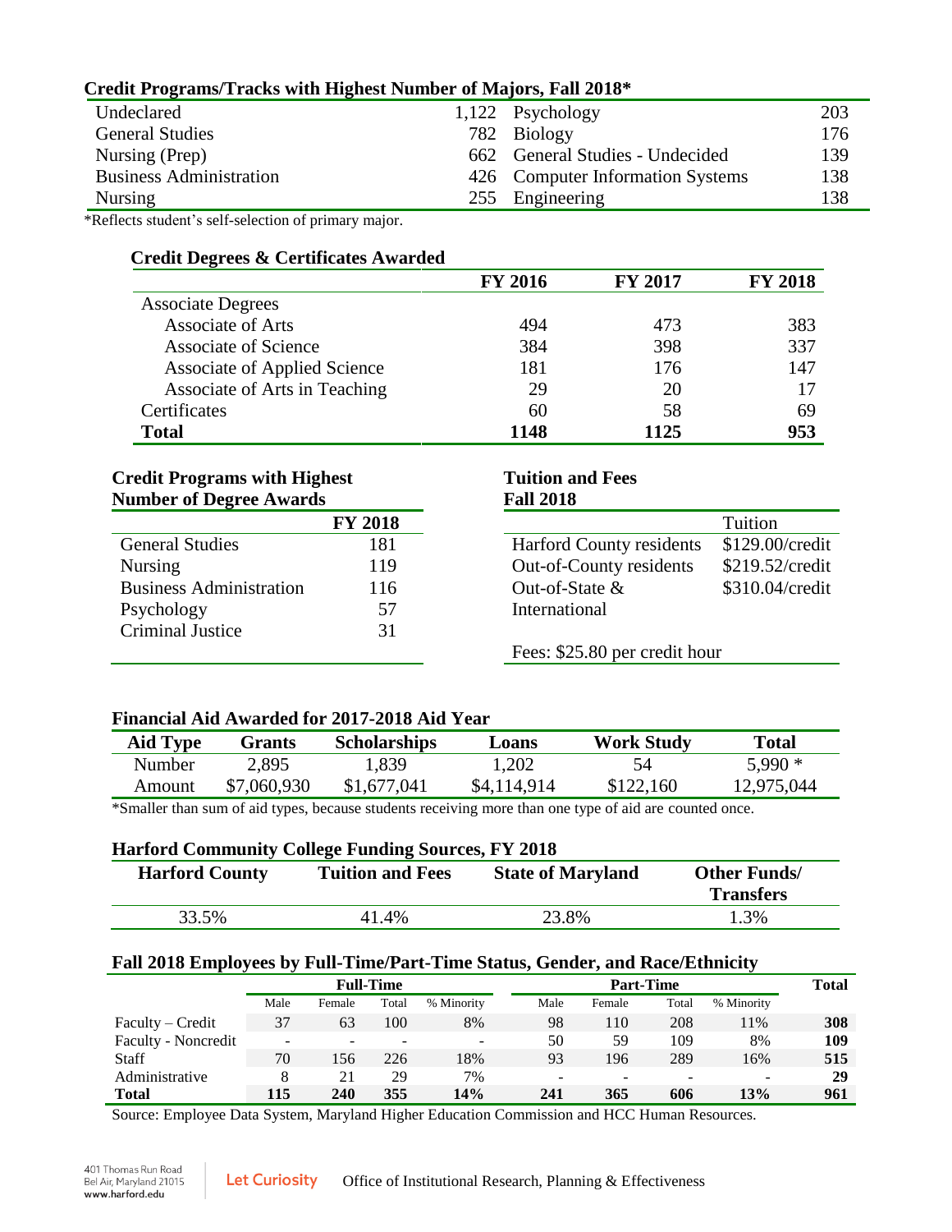### Credit Programs/Tracks with Highest Number of Majors, Fall 2018*

| | | | |
|---|---|---|---|
| Undeclared | 1,122 | Psychology | 203 |
| General Studies | 782 | Biology | 176 |
| Nursing (Prep) | 662 | General Studies - Undecided | 139 |
| Business Administration | 426 | Computer Information Systems | 138 |
| Nursing | 255 | Engineering | 138 |

*Reflects student's self-selection of primary major.

### Credit Degrees & Certificates Awarded

| | FY 2016 | FY 2017 | FY 2018 |
|---|---|---|---|
| Associate Degrees | | | |
| Associate of Arts | 494 | 473 | 383 |
| Associate of Science | 384 | 398 | 337 |
| Associate of Applied Science | 181 | 176 | 147 |
| Associate of Arts in Teaching | 29 | 20 | 17 |
| Certificates | 60 | 58 | 69 |
| **Total** | **1148** | **1125** | **953** |

### Credit Programs with Highest Number of Degree Awards

| | FY 2018 |
|---|---|
| General Studies | 181 |
| Nursing | 119 |
| Business Administration | 116 |
| Psychology | 57 |
| Criminal Justice | 31 |

### Tuition and Fees Fall 2018

| | Tuition |
|---|---|
| Harford County residents | $129.00/credit |
| Out-of-County residents | $219.52/credit |
| Out-of-State & International | $310.04/credit |

Fees: $25.80 per credit hour

### Financial Aid Awarded for 2017-2018 Aid Year

| Aid Type | Grants | Scholarships | Loans | Work Study | Total |
|---|---|---|---|---|---|
| Number | 2,895 | 1,839 | 1,202 | 54 | 5,990 * |
| Amount | $7,060,930 | $1,677,041 | $4,114,914 | $122,160 | 12,975,044 |

*Smaller than sum of aid types, because students receiving more than one type of aid are counted once.

### Harford Community College Funding Sources, FY 2018

| Harford County | Tuition and Fees | State of Maryland | Other Funds/ Transfers |
|---|---|---|---|
| 33.5% | 41.4% | 23.8% | 1.3% |

### Fall 2018 Employees by Full-Time/Part-Time Status, Gender, and Race/Ethnicity

| | Full-Time | | | | Part-Time | | | | Total |
|---|---|---|---|---|---|---|---|---|---|
| | Male | Female | Total | % Minority | Male | Female | Total | % Minority | |
| Faculty – Credit | 37 | 63 | 100 | 8% | 98 | 110 | 208 | 11% | **308** |
| Faculty - Noncredit | - | - | - | - | 50 | 59 | 109 | 8% | **109** |
| Staff | 70 | 156 | 226 | 18% | 93 | 196 | 289 | 16% | **515** |
| Administrative | 8 | 21 | 29 | 7% | - | - | - | - | **29** |
| **Total** | **115** | **240** | **355** | **14%** | **241** | **365** | **606** | **13%** | **961** |

Source: Employee Data System, Maryland Higher Education Commission and HCC Human Resources.

401 Thomas Run Road
Bel Air, Maryland 21015
www.harford.edu

Let Curiosity

Office of Institutional Research, Planning & Effectiveness